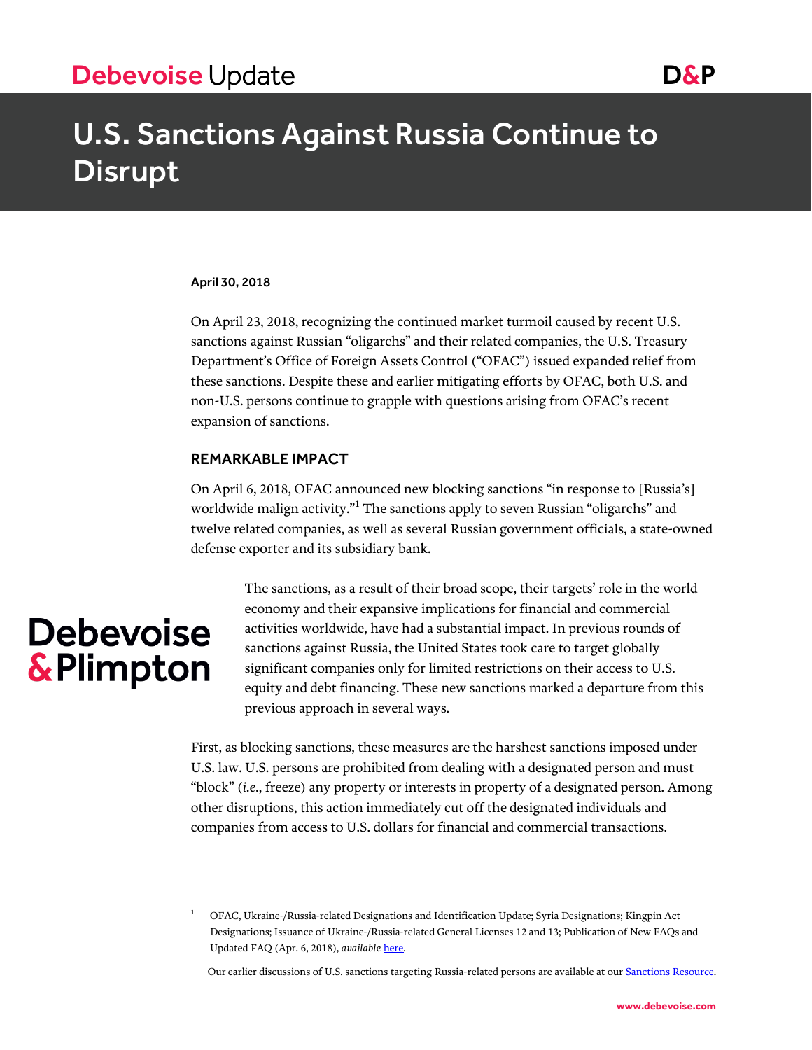# U.S. Sanctions Against Russia Continue to Disrupt

April 30, 2018

On April 23, 2018, recognizing the continued market turmoil caused by recent U.S. sanctions against Russian "oligarchs" and their related companies, the U.S. Treasury Department's Office of Foreign Assets Control ("OFAC") issued expanded relief from these sanctions. Despite these and earlier mitigating efforts by OFAC, both U.S. and non-U.S. persons continue to grapple with questions arising from OFAC's recent expansion of sanctions.

## REMARKABLE IMPACT

On April 6, 2018, OFAC announced new blocking sanctions "in response to [Russia's] worldwide malign activity."[1] The sanctions apply to seven Russian "oligarchs" and twelve related companies, as well as several Russian government officials, a state-owned defense exporter and its subsidiary bank.

The sanctions, as a result of their broad scope, their targets' role in the world economy and their expansive implications for financial and commercial activities worldwide, have had a substantial impact. In previous rounds of sanctions against Russia, the United States took care to target globally significant companies only for limited restrictions on their access to U.S. equity and debt financing. These new sanctions marked a departure from this previous approach in several ways.

First, as blocking sanctions, these measures are the harshest sanctions imposed under U.S. law. U.S. persons are prohibited from dealing with a designated person and must "block" (*i.e.*, freeze) any property or interests in property of a designated person. Among other disruptions, this action immediately cut off the designated individuals and companies from access to U.S. dollars for financial and commercial transactions.

---

[1] OFAC, Ukraine-/Russia-related Designations and Identification Update; Syria Designations; Kingpin Act Designations; Issuance of Ukraine-/Russia-related General Licenses 12 and 13; Publication of New FAQs and Updated FAQ (Apr. 6, 2018), *available* here.

Our earlier discussions of U.S. sanctions targeting Russia-related persons are available at our Sanctions Resource.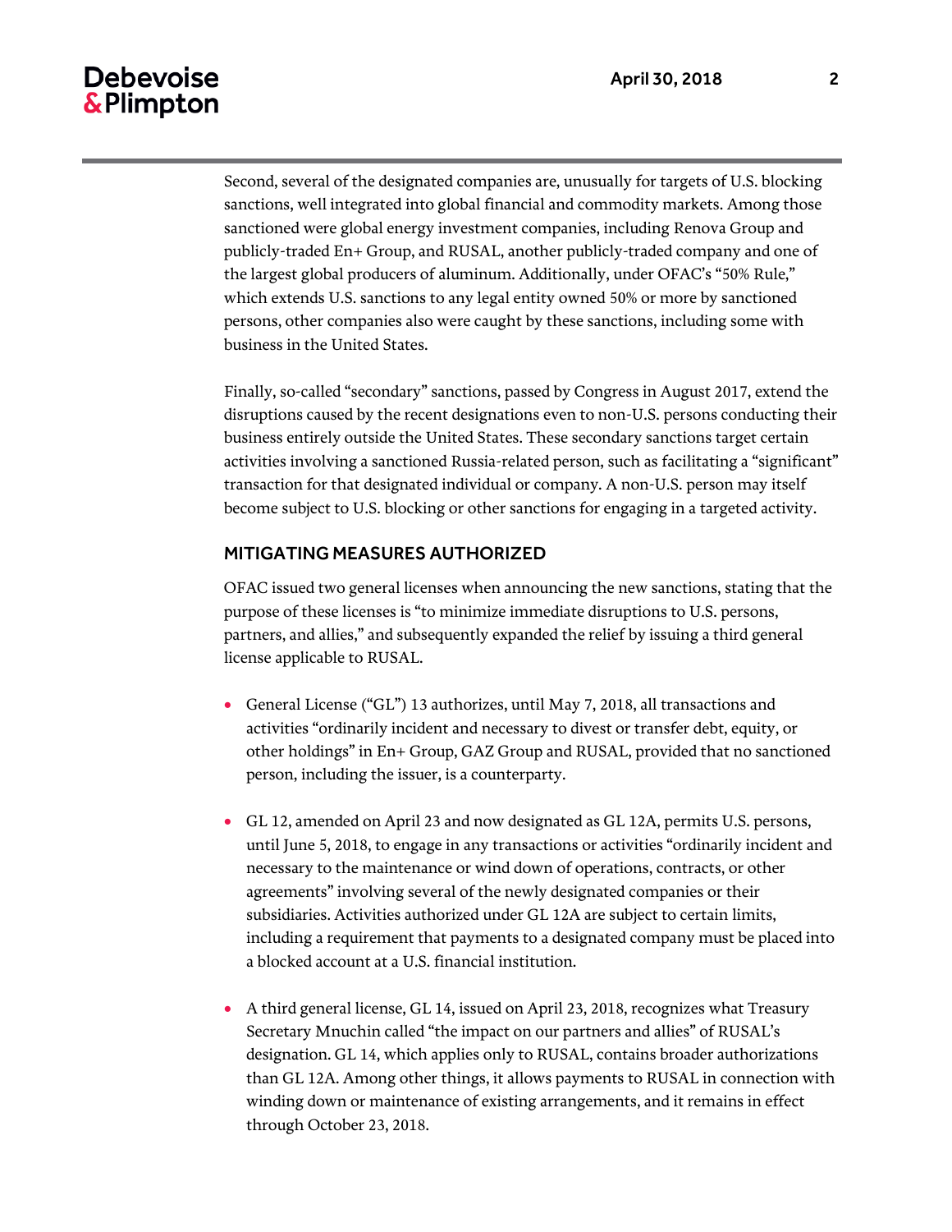Second, several of the designated companies are, unusually for targets of U.S. blocking sanctions, well integrated into global financial and commodity markets. Among those sanctioned were global energy investment companies, including Renova Group and publicly-traded En+ Group, and RUSAL, another publicly-traded company and one of the largest global producers of aluminum. Additionally, under OFAC's "50% Rule," which extends U.S. sanctions to any legal entity owned 50% or more by sanctioned persons, other companies also were caught by these sanctions, including some with business in the United States.

Finally, so-called "secondary" sanctions, passed by Congress in August 2017, extend the disruptions caused by the recent designations even to non-U.S. persons conducting their business entirely outside the United States. These secondary sanctions target certain activities involving a sanctioned Russia-related person, such as facilitating a "significant" transaction for that designated individual or company. A non-U.S. person may itself become subject to U.S. blocking or other sanctions for engaging in a targeted activity.

## MITIGATING MEASURES AUTHORIZED

OFAC issued two general licenses when announcing the new sanctions, stating that the purpose of these licenses is "to minimize immediate disruptions to U.S. persons, partners, and allies," and subsequently expanded the relief by issuing a third general license applicable to RUSAL.

- General License ("GL") 13 authorizes, until May 7, 2018, all transactions and activities "ordinarily incident and necessary to divest or transfer debt, equity, or other holdings" in En+ Group, GAZ Group and RUSAL, provided that no sanctioned person, including the issuer, is a counterparty.

- GL 12, amended on April 23 and now designated as GL 12A, permits U.S. persons, until June 5, 2018, to engage in any transactions or activities "ordinarily incident and necessary to the maintenance or wind down of operations, contracts, or other agreements" involving several of the newly designated companies or their subsidiaries. Activities authorized under GL 12A are subject to certain limits, including a requirement that payments to a designated company must be placed into a blocked account at a U.S. financial institution.

- A third general license, GL 14, issued on April 23, 2018, recognizes what Treasury Secretary Mnuchin called "the impact on our partners and allies" of RUSAL's designation. GL 14, which applies only to RUSAL, contains broader authorizations than GL 12A. Among other things, it allows payments to RUSAL in connection with winding down or maintenance of existing arrangements, and it remains in effect through October 23, 2018.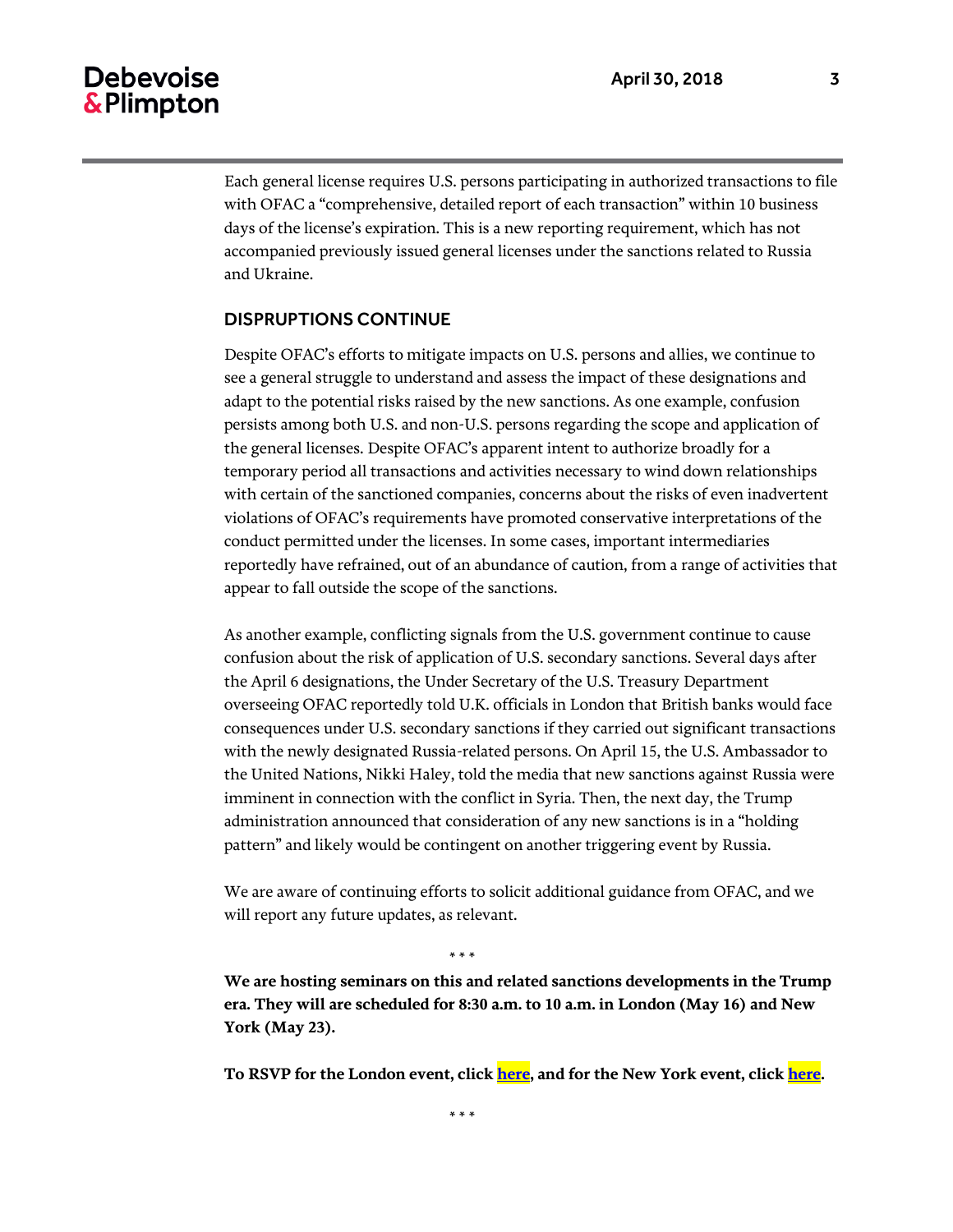Each general license requires U.S. persons participating in authorized transactions to file with OFAC a "comprehensive, detailed report of each transaction" within 10 business days of the license's expiration. This is a new reporting requirement, which has not accompanied previously issued general licenses under the sanctions related to Russia and Ukraine.

## DISPRUPTIONS CONTINUE

Despite OFAC's efforts to mitigate impacts on U.S. persons and allies, we continue to see a general struggle to understand and assess the impact of these designations and adapt to the potential risks raised by the new sanctions. As one example, confusion persists among both U.S. and non-U.S. persons regarding the scope and application of the general licenses. Despite OFAC's apparent intent to authorize broadly for a temporary period all transactions and activities necessary to wind down relationships with certain of the sanctioned companies, concerns about the risks of even inadvertent violations of OFAC's requirements have promoted conservative interpretations of the conduct permitted under the licenses. In some cases, important intermediaries reportedly have refrained, out of an abundance of caution, from a range of activities that appear to fall outside the scope of the sanctions.

As another example, conflicting signals from the U.S. government continue to cause confusion about the risk of application of U.S. secondary sanctions. Several days after the April 6 designations, the Under Secretary of the U.S. Treasury Department overseeing OFAC reportedly told U.K. officials in London that British banks would face consequences under U.S. secondary sanctions if they carried out significant transactions with the newly designated Russia-related persons. On April 15, the U.S. Ambassador to the United Nations, Nikki Haley, told the media that new sanctions against Russia were imminent in connection with the conflict in Syria. Then, the next day, the Trump administration announced that consideration of any new sanctions is in a "holding pattern" and likely would be contingent on another triggering event by Russia.

We are aware of continuing efforts to solicit additional guidance from OFAC, and we will report any future updates, as relevant.

\* \* \*

**We are hosting seminars on this and related sanctions developments in the Trump era. They will are scheduled for 8:30 a.m. to 10 a.m. in London (May 16) and New York (May 23).**

**To RSVP for the London event, click here, and for the New York event, click here.**

\* \* \*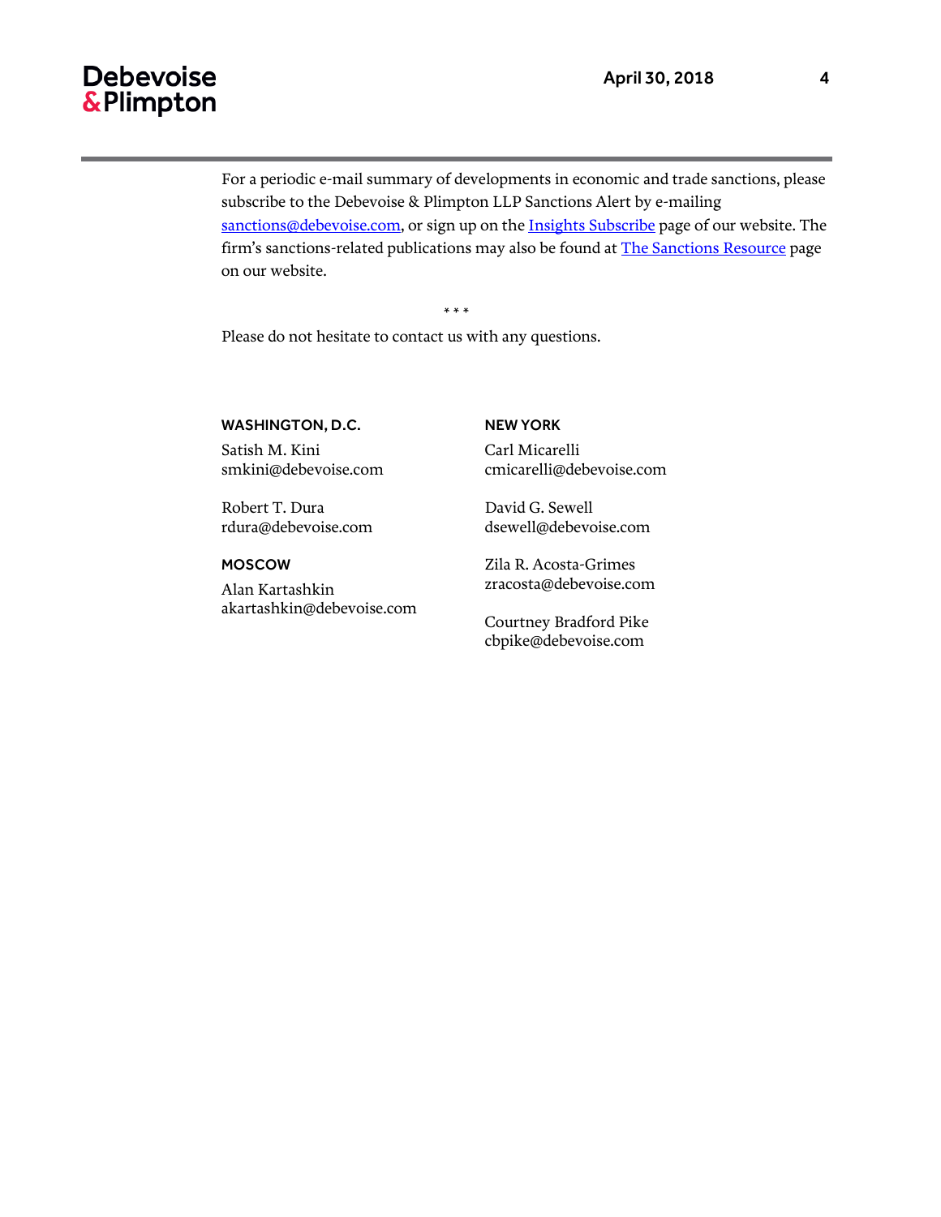For a periodic e-mail summary of developments in economic and trade sanctions, please subscribe to the Debevoise & Plimpton LLP Sanctions Alert by e-mailing sanctions@debevoise.com, or sign up on the Insights Subscribe page of our website. The firm's sanctions-related publications may also be found at The Sanctions Resource page on our website.

* * *

Please do not hesitate to contact us with any questions.

**WASHINGTON, D.C.**

Satish M. Kini
smkini@debevoise.com

Robert T. Dura
rdura@debevoise.com

**MOSCOW**

Alan Kartashkin
akartashkin@debevoise.com

**NEW YORK**

Carl Micarelli
cmicarelli@debevoise.com

David G. Sewell
dsewell@debevoise.com

Zila R. Acosta-Grimes
zracosta@debevoise.com

Courtney Bradford Pike
cbpike@debevoise.com